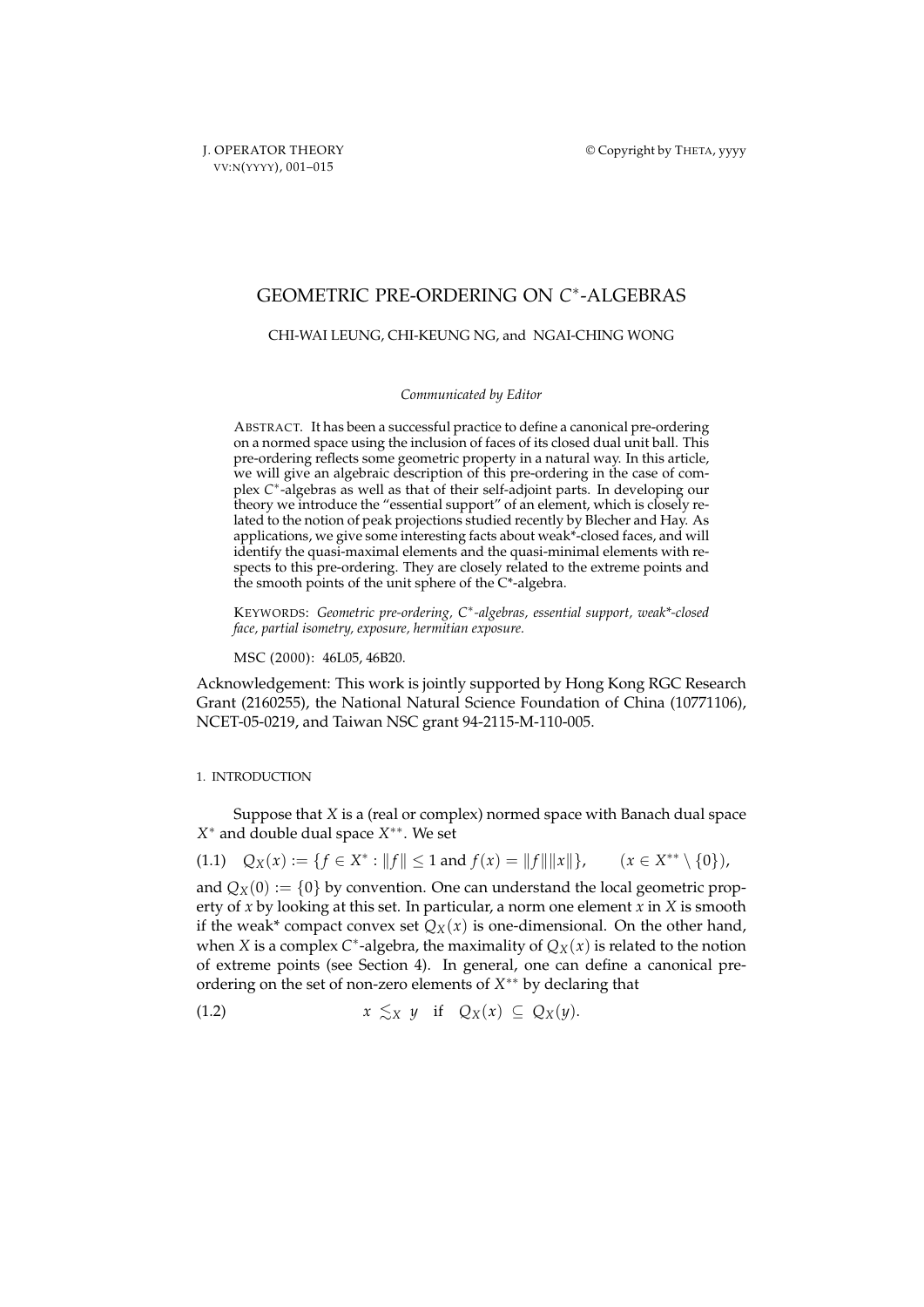# GEOMETRIC PRE-ORDERING ON $C^*$-ALGEBRAS

CHI-WAI LEUNG, CHI-KEUNG NG, and NGAI-CHING WONG

*Communicated by Editor*

ABSTRACT. It has been a successful practice to define a canonical pre-ordering on a normed space using the inclusion of faces of its closed dual unit ball. This pre-ordering reflects some geometric property in a natural way. In this article, we will give an algebraic description of this pre-ordering in the case of complex $C^*$-algebras as well as that of their self-adjoint parts. In developing our theory we introduce the "essential support" of an element, which is closely related to the notion of peak projections studied recently by Blecher and Hay. As applications, we give some interesting facts about weak*-closed faces, and will identify the quasi-maximal elements and the quasi-minimal elements with respects to this pre-ordering. They are closely related to the extreme points and the smooth points of the unit sphere of the C*-algebra.

KEYWORDS: *Geometric pre-ordering, $C^*$-algebras, essential support, weak*-closed face, partial isometry, exposure, hermitian exposure.*

MSC (2000): 46L05, 46B20.

Acknowledgement: This work is jointly supported by Hong Kong RGC Research Grant (2160255), the National Natural Science Foundation of China (10771106), NCET-05-0219, and Taiwan NSC grant 94-2115-M-110-005.

## 1. INTRODUCTION

Suppose that $X$ is a (real or complex) normed space with Banach dual space $X^*$ and double dual space $X^{**}$. We set

$$Q_X(x) := \{f \in X^* : \|f\| \leq 1 \text{ and } f(x) = \|f\|\|x\|\}, \qquad (x \in X^{**} \setminus \{0\}), \tag{1.1}$$

and $Q_X(0) := \{0\}$ by convention. One can understand the local geometric property of $x$ by looking at this set. In particular, a norm one element $x$ in $X$ is smooth if the weak* compact convex set $Q_X(x)$ is one-dimensional. On the other hand, when $X$ is a complex $C^*$-algebra, the maximality of $Q_X(x)$ is related to the notion of extreme points (see Section 4). In general, one can define a canonical pre-ordering on the set of non-zero elements of $X^{**}$ by declaring that

$$x \lesssim_X y \quad \text{if} \quad Q_X(x) \subseteq Q_X(y). \tag{1.2}$$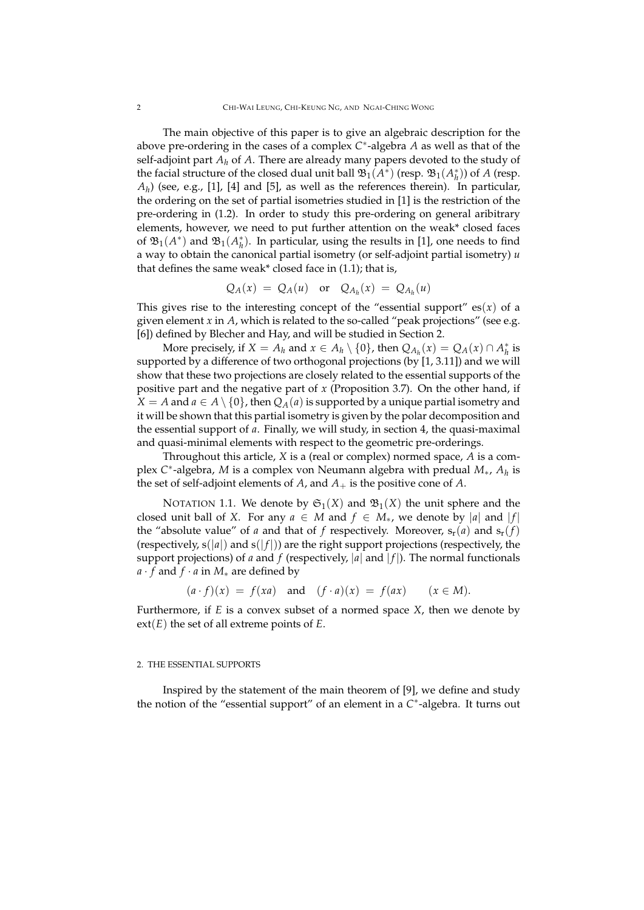The main objective of this paper is to give an algebraic description for the above pre-ordering in the cases of a complex $C^*$-algebra $A$ as well as that of the self-adjoint part $A_h$ of $A$. There are already many papers devoted to the study of the facial structure of the closed dual unit ball $\mathfrak{B}_1(A^*)$ (resp. $\mathfrak{B}_1(A_h^*)$) of $A$ (resp. $A_h$) (see, e.g., [1], [4] and [5], as well as the references therein). In particular, the ordering on the set of partial isometries studied in [1] is the restriction of the pre-ordering in (1.2). In order to study this pre-ordering on general aribitrary elements, however, we need to put further attention on the weak* closed faces of $\mathfrak{B}_1(A^*)$ and $\mathfrak{B}_1(A_h^*)$. In particular, using the results in [1], one needs to find a way to obtain the canonical partial isometry (or self-adjoint partial isometry) $u$ that defines the same weak* closed face in (1.1); that is,

$$Q_A(x) \;=\; Q_A(u) \quad \text{or} \quad Q_{A_h}(x) \;=\; Q_{A_h}(u)$$

This gives rise to the interesting concept of the "essential support" $\mathrm{es}(x)$ of a given element $x$ in $A$, which is related to the so-called "peak projections" (see e.g. [6]) defined by Blecher and Hay, and will be studied in Section 2.

More precisely, if $X = A_h$ and $x \in A_h \setminus \{0\}$, then $Q_{A_h}(x) = Q_A(x) \cap A_h^*$ is supported by a difference of two orthogonal projections (by [1, 3.11]) and we will show that these two projections are closely related to the essential supports of the positive part and the negative part of $x$ (Proposition 3.7). On the other hand, if $X = A$ and $a \in A \setminus \{0\}$, then $Q_A(a)$ is supported by a unique partial isometry and it will be shown that this partial isometry is given by the polar decomposition and the essential support of $a$. Finally, we will study, in section 4, the quasi-maximal and quasi-minimal elements with respect to the geometric pre-orderings.

Throughout this article, $X$ is a (real or complex) normed space, $A$ is a complex $C^*$-algebra, $M$ is a complex von Neumann algebra with predual $M_*$, $A_h$ is the set of self-adjoint elements of $A$, and $A_+$ is the positive cone of $A$.

NOTATION 1.1. We denote by $\mathfrak{S}_1(X)$ and $\mathfrak{B}_1(X)$ the unit sphere and the closed unit ball of $X$. For any $a \in M$ and $f \in M_*$, we denote by $|a|$ and $|f|$ the "absolute value" of $a$ and that of $f$ respectively. Moreover, $\mathrm{s_r}(a)$ and $\mathrm{s_r}(f)$ (respectively, $\mathrm{s}(|a|)$ and $\mathrm{s}(|f|)$) are the right support projections (respectively, the support projections) of $a$ and $f$ (respectively, $|a|$ and $|f|$). The normal functionals $a \cdot f$ and $f \cdot a$ in $M_*$ are defined by

$$(a \cdot f)(x) \;=\; f(xa) \quad \text{and} \quad (f \cdot a)(x) \;=\; f(ax) \qquad (x \in M).$$

Furthermore, if $E$ is a convex subset of a normed space $X$, then we denote by $\mathrm{ext}(E)$ the set of all extreme points of $E$.

## 2. THE ESSENTIAL SUPPORTS

Inspired by the statement of the main theorem of [9], we define and study the notion of the "essential support" of an element in a $C^*$-algebra. It turns out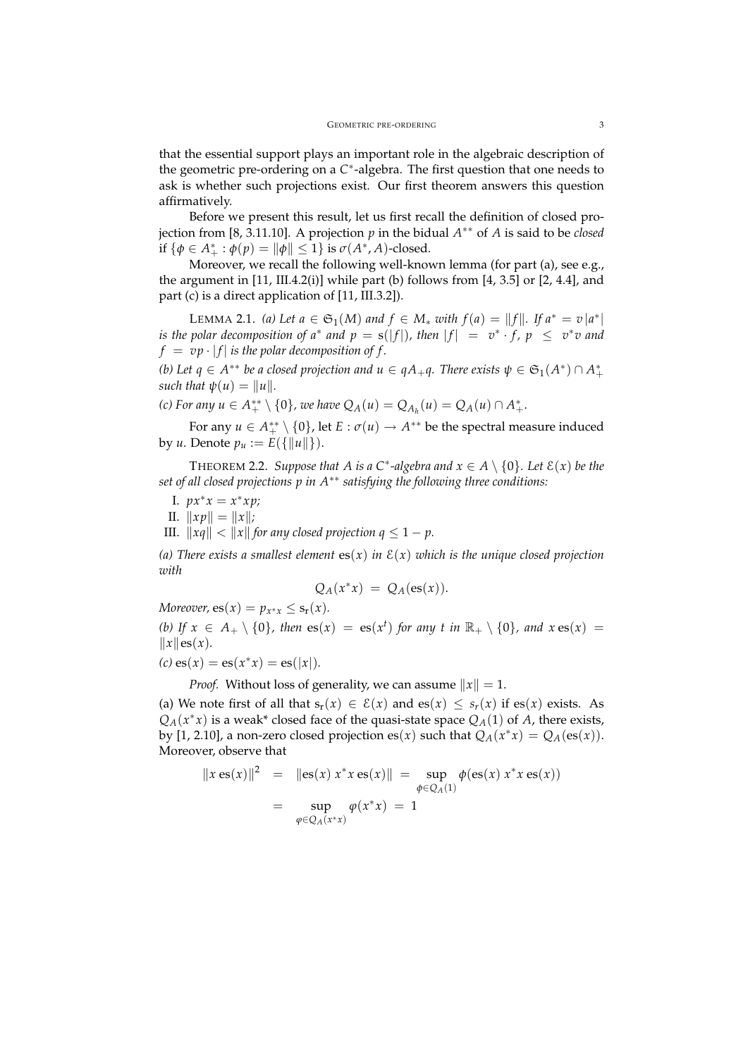that the essential support plays an important role in the algebraic description of the geometric pre-ordering on a $C^*$-algebra. The first question that one needs to ask is whether such projections exist. Our first theorem answers this question affirmatively.

Before we present this result, let us first recall the definition of closed projection from [8, 3.11.10]. A projection $p$ in the bidual $A^{**}$ of $A$ is said to be *closed* if $\{\phi \in A^*_+ : \phi(p) = \|\phi\| \leq 1\}$ is $\sigma(A^*, A)$-closed.

Moreover, we recall the following well-known lemma (for part (a), see e.g., the argument in [11, III.4.2(i)] while part (b) follows from [4, 3.5] or [2, 4.4], and part (c) is a direct application of [11, III.3.2]).

LEMMA 2.1. *(a) Let $a \in \mathfrak{S}_1(M)$ and $f \in M_*$ with $f(a) = \|f\|$. If $a^* = v|a^*|$ is the polar decomposition of $a^*$ and $p = \mathrm{s}(|f|)$, then $|f| = v^* \cdot f$, $p \leq v^*v$ and $f = vp \cdot |f|$ is the polar decomposition of $f$.*

*(b) Let $q \in A^{**}$ be a closed projection and $u \in qA_+q$. There exists $\psi \in \mathfrak{S}_1(A^*) \cap A^*_+$ such that $\psi(u) = \|u\|$.*

*(c) For any $u \in A^{**}_+ \setminus \{0\}$, we have $Q_A(u) = Q_{A_h}(u) = Q_A(u) \cap A^*_+$.*

For any $u \in A^{**}_+ \setminus \{0\}$, let $E : \sigma(u) \to A^{**}$ be the spectral measure induced by $u$. Denote $p_u := E(\{\|u\|\})$.

THEOREM 2.2. *Suppose that $A$ is a $C^*$-algebra and $x \in A \setminus \{0\}$. Let $\mathcal{E}(x)$ be the set of all closed projections $p$ in $A^{**}$ satisfying the following three conditions:*

I. $px^*x = x^*xp$;

II. $\|xp\| = \|x\|$;

III. $\|xq\| < \|x\|$ *for any closed projection* $q \leq 1 - p$.

*(a) There exists a smallest element $\mathrm{es}(x)$ in $\mathcal{E}(x)$ which is the unique closed projection with*

$$Q_A(x^*x) \ = \ Q_A(\mathrm{es}(x)).$$

*Moreover, $\mathrm{es}(x) = p_{x^*x} \leq \mathrm{s_r}(x)$.*

*(b) If $x \in A_+ \setminus \{0\}$, then $\mathrm{es}(x) = \mathrm{es}(x^t)$ for any $t$ in $\mathbb{R}_+ \setminus \{0\}$, and $x\,\mathrm{es}(x) = \|x\|\mathrm{es}(x)$.*

*(c) $\mathrm{es}(x) = \mathrm{es}(x^*x) = \mathrm{es}(|x|)$.*

*Proof.* Without loss of generality, we can assume $\|x\| = 1$.

(a) We note first of all that $\mathrm{s_r}(x) \in \mathcal{E}(x)$ and $\mathrm{es}(x) \leq s_r(x)$ if $\mathrm{es}(x)$ exists. As $Q_A(x^*x)$ is a weak\* closed face of the quasi-state space $Q_A(1)$ of $A$, there exists, by [1, 2.10], a non-zero closed projection $\mathrm{es}(x)$ such that $Q_A(x^*x) = Q_A(\mathrm{es}(x))$. Moreover, observe that

$$\begin{aligned}
\|x\,\mathrm{es}(x)\|^2 &= \|\mathrm{es}(x)\,x^*x\,\mathrm{es}(x)\| \ = \ \sup_{\phi \in Q_A(1)} \phi(\mathrm{es}(x)\,x^*x\,\mathrm{es}(x)) \\
&= \sup_{\varphi \in Q_A(x^*x)} \varphi(x^*x) \ = \ 1
\end{aligned}$$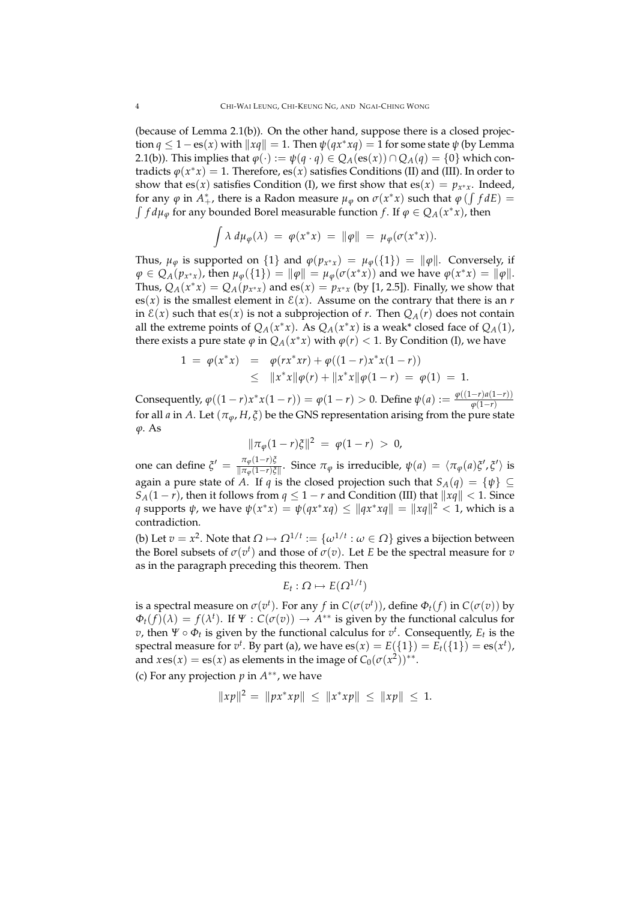(because of Lemma 2.1(b)). On the other hand, suppose there is a closed projection $q \leq 1 - \mathrm{es}(x)$ with $\|xq\| = 1$. Then $\psi(qx^*xq) = 1$ for some state $\psi$ (by Lemma 2.1(b)). This implies that $\varphi(\cdot) := \psi(q \cdot q) \in Q_A(\mathrm{es}(x)) \cap Q_A(q) = \{0\}$ which contradicts $\varphi(x^*x) = 1$. Therefore, $\mathrm{es}(x)$ satisfies Conditions (II) and (III). In order to show that $\mathrm{es}(x)$ satisfies Condition (I), we first show that $\mathrm{es}(x) = p_{x^*x}$. Indeed, for any $\varphi$ in $A^*_+$, there is a Radon measure $\mu_\varphi$ on $\sigma(x^*x)$ such that $\varphi\left(\int f dE\right) = \int f d\mu_\varphi$ for any bounded Borel measurable function $f$. If $\varphi \in Q_A(x^*x)$, then

$$\int \lambda \, d\mu_\varphi(\lambda) \;=\; \varphi(x^*x) \;=\; \|\varphi\| \;=\; \mu_\varphi(\sigma(x^*x)).$$

Thus, $\mu_\varphi$ is supported on $\{1\}$ and $\varphi(p_{x^*x}) = \mu_\varphi(\{1\}) = \|\varphi\|$. Conversely, if $\varphi \in Q_A(p_{x^*x})$, then $\mu_\varphi(\{1\}) = \|\varphi\| = \mu_\varphi(\sigma(x^*x))$ and we have $\varphi(x^*x) = \|\varphi\|$. Thus, $Q_A(x^*x) = Q_A(p_{x^*x})$ and $\mathrm{es}(x) = p_{x^*x}$ (by [1, 2.5]). Finally, we show that $\mathrm{es}(x)$ is the smallest element in $\mathcal{E}(x)$. Assume on the contrary that there is an $r$ in $\mathcal{E}(x)$ such that $\mathrm{es}(x)$ is not a subprojection of $r$. Then $Q_A(r)$ does not contain all the extreme points of $Q_A(x^*x)$. As $Q_A(x^*x)$ is a weak* closed face of $Q_A(1)$, there exists a pure state $\varphi$ in $Q_A(x^*x)$ with $\varphi(r) < 1$. By Condition (I), we have

$$\begin{aligned} 1 \;=\; \varphi(x^*x) &\;=\; \varphi(rx^*xr) + \varphi((1-r)x^*x(1-r)) \\ &\;\leq\; \|x^*x\|\varphi(r) + \|x^*x\|\varphi(1-r) \;=\; \varphi(1) \;=\; 1. \end{aligned}$$

Consequently, $\varphi((1-r)x^*x(1-r)) = \varphi(1-r) > 0$. Define $\psi(a) := \frac{\varphi((1-r)a(1-r))}{\varphi(1-r)}$ for all $a$ in $A$. Let $(\pi_\varphi, H, \xi)$ be the GNS representation arising from the pure state $\varphi$. As

$$\|\pi_\varphi(1-r)\xi\|^2 \;=\; \varphi(1-r) \;>\; 0,$$

one can define $\xi' = \frac{\pi_\varphi(1-r)\xi}{\|\pi_\varphi(1-r)\xi\|}$. Since $\pi_\varphi$ is irreducible, $\psi(a) = \langle \pi_\varphi(a)\xi', \xi' \rangle$ is again a pure state of $A$. If $q$ is the closed projection such that $S_A(q) = \{\psi\} \subseteq S_A(1-r)$, then it follows from $q \leq 1 - r$ and Condition (III) that $\|xq\| < 1$. Since $q$ supports $\psi$, we have $\psi(x^*x) = \psi(qx^*xq) \leq \|qx^*xq\| = \|xq\|^2 < 1$, which is a contradiction.

(b) Let $v = x^2$. Note that $\Omega \mapsto \Omega^{1/t} := \{\omega^{1/t} : \omega \in \Omega\}$ gives a bijection between the Borel subsets of $\sigma(v^t)$ and those of $\sigma(v)$. Let $E$ be the spectral measure for $v$ as in the paragraph preceding this theorem. Then

$$E_t : \Omega \mapsto E(\Omega^{1/t})$$

is a spectral measure on $\sigma(v^t)$. For any $f$ in $C(\sigma(v^t))$, define $\Phi_t(f)$ in $C(\sigma(v))$ by $\Phi_t(f)(\lambda) = f(\lambda^t)$. If $\Psi : C(\sigma(v)) \to A^{**}$ is given by the functional calculus for $v$, then $\Psi \circ \Phi_t$ is given by the functional calculus for $v^t$. Consequently, $E_t$ is the spectral measure for $v^t$. By part (a), we have $\mathrm{es}(x) = E(\{1\}) = E_t(\{1\}) = \mathrm{es}(x^t)$, and $x\mathrm{es}(x) = \mathrm{es}(x)$ as elements in the image of $C_0(\sigma(x^2))^{**}$.

(c) For any projection $p$ in $A^{**}$, we have

$$\|xp\|^2 \;=\; \|px^*xp\| \;\leq\; \|x^*xp\| \;\leq\; \|xp\| \;\leq\; 1.$$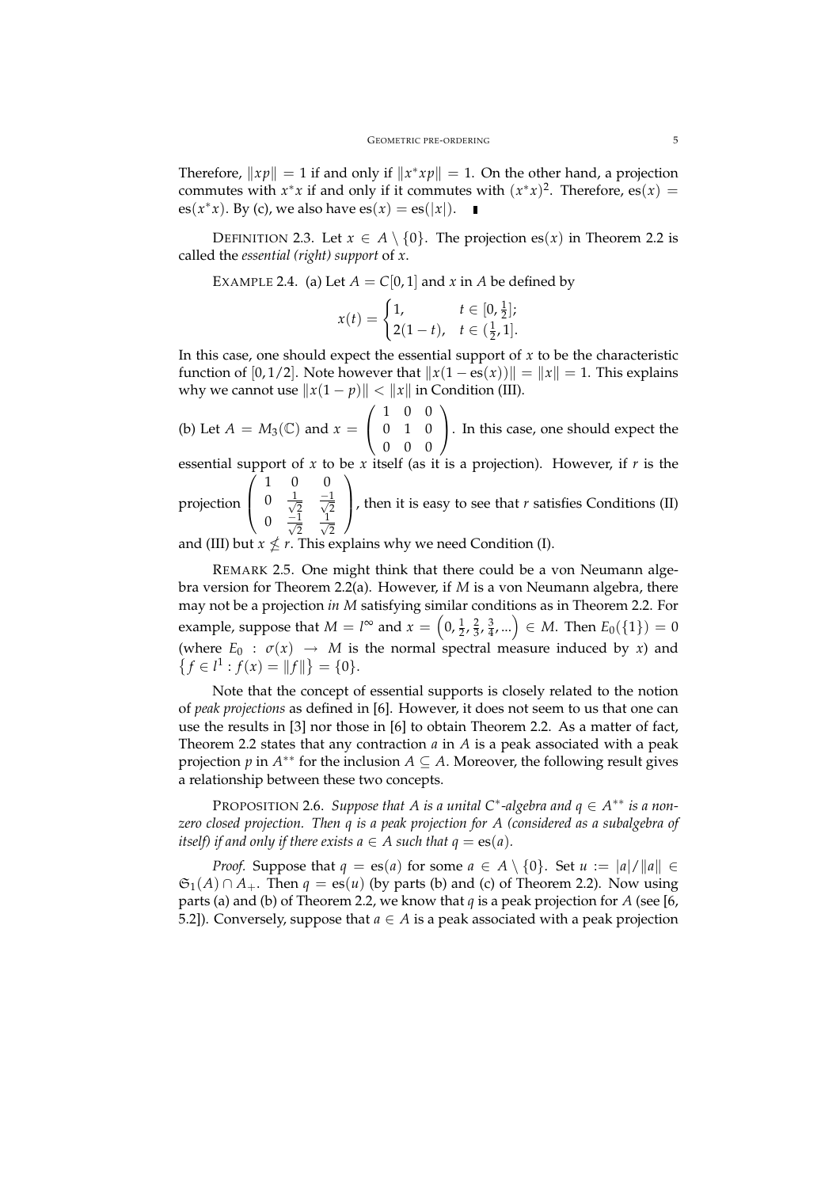Therefore, $\|xp\| = 1$ if and only if $\|x^*xp\| = 1$. On the other hand, a projection commutes with $x^*x$ if and only if it commutes with $(x^*x)^2$. Therefore, $\mathrm{es}(x) = \mathrm{es}(x^*x)$. By (c), we also have $\mathrm{es}(x) = \mathrm{es}(|x|)$. ∎

DEFINITION 2.3. Let $x \in A \setminus \{0\}$. The projection $\mathrm{es}(x)$ in Theorem 2.2 is called the *essential (right) support* of $x$.

EXAMPLE 2.4. (a) Let $A = C[0,1]$ and $x$ in $A$ be defined by

$$x(t) = \begin{cases} 1, & t \in [0, \frac{1}{2}]; \\ 2(1-t), & t \in (\frac{1}{2}, 1]. \end{cases}$$

In this case, one should expect the essential support of $x$ to be the characteristic function of $[0, 1/2]$. Note however that $\|x(1 - \mathrm{es}(x))\| = \|x\| = 1$. This explains why we cannot use $\|x(1-p)\| < \|x\|$ in Condition (III).

(b) Let $A = M_3(\mathbb{C})$ and $x = \begin{pmatrix} 1 & 0 & 0 \\ 0 & 1 & 0 \\ 0 & 0 & 0 \end{pmatrix}$. In this case, one should expect the essential support of $x$ to be $x$ itself (as it is a projection). However, if $r$ is the projection $\begin{pmatrix} 1 & 0 & 0 \\ 0 & \frac{1}{\sqrt{2}} & \frac{-1}{\sqrt{2}} \\ 0 & \frac{-1}{\sqrt{2}} & \frac{1}{\sqrt{2}} \end{pmatrix}$, then it is easy to see that $r$ satisfies Conditions (II) and (III) but $x \not\leq r$. This explains why we need Condition (I).

REMARK 2.5. One might think that there could be a von Neumann algebra version for Theorem 2.2(a). However, if $M$ is a von Neumann algebra, there may not be a projection *in $M$* satisfying similar conditions as in Theorem 2.2. For example, suppose that $M = l^\infty$ and $x = \left(0, \frac{1}{2}, \frac{2}{3}, \frac{3}{4}, \ldots\right) \in M$. Then $E_0(\{1\}) = 0$ (where $E_0 : \sigma(x) \to M$ is the normal spectral measure induced by $x$) and $\left\{f \in l^1 : f(x) = \|f\|\right\} = \{0\}$.

Note that the concept of essential supports is closely related to the notion of *peak projections* as defined in [6]. However, it does not seem to us that one can use the results in [3] nor those in [6] to obtain Theorem 2.2. As a matter of fact, Theorem 2.2 states that any contraction $a$ in $A$ is a peak associated with a peak projection $p$ in $A^{**}$ for the inclusion $A \subseteq A$. Moreover, the following result gives a relationship between these two concepts.

PROPOSITION 2.6. *Suppose that $A$ is a unital $C^*$-algebra and $q \in A^{**}$ is a non-zero closed projection. Then $q$ is a peak projection for $A$ (considered as a subalgebra of itself) if and only if there exists $a \in A$ such that $q = \mathrm{es}(a)$.*

*Proof.* Suppose that $q = \mathrm{es}(a)$ for some $a \in A \setminus \{0\}$. Set $u := |a|/\|a\| \in \mathfrak{S}_1(A) \cap A_+$. Then $q = \mathrm{es}(u)$ (by parts (b) and (c) of Theorem 2.2). Now using parts (a) and (b) of Theorem 2.2, we know that $q$ is a peak projection for $A$ (see [6, 5.2]). Conversely, suppose that $a \in A$ is a peak associated with a peak projection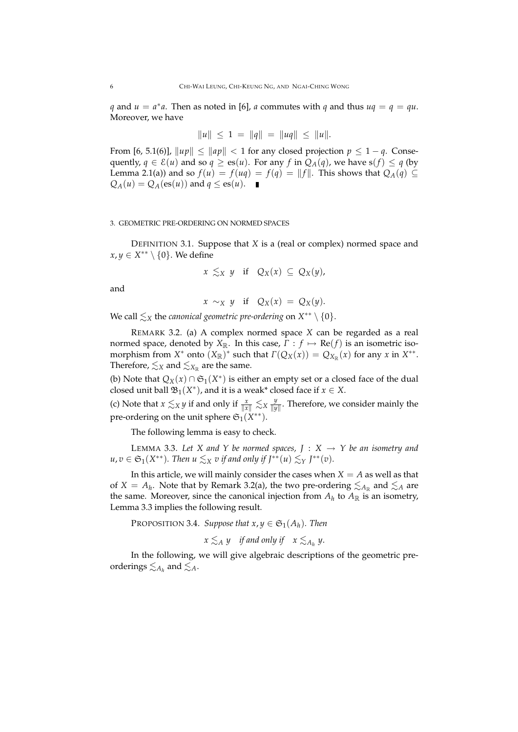$q$ and $u = a^*a$. Then as noted in [6], $a$ commutes with $q$ and thus $uq = q = qu$. Moreover, we have

$$\|u\| \leq 1 = \|q\| = \|uq\| \leq \|u\|.$$

From [6, 5.1(6)], $\|up\| \leq \|ap\| < 1$ for any closed projection $p \leq 1 - q$. Consequently, $q \in \mathcal{E}(u)$ and so $q \geq \mathrm{es}(u)$. For any $f$ in $Q_A(q)$, we have $\mathrm{s}(f) \leq q$ (by Lemma 2.1(a)) and so $f(u) = f(uq) = f(q) = \|f\|$. This shows that $Q_A(q) \subseteq Q_A(u) = Q_A(\mathrm{es}(u))$ and $q \leq \mathrm{es}(u)$. ∎

## 3. Geometric pre-ordering on normed spaces

Definition 3.1. Suppose that $X$ is a (real or complex) normed space and $x, y \in X^{**} \setminus \{0\}$. We define

$$x \lesssim_X y \quad \text{if} \quad Q_X(x) \subseteq Q_X(y),$$

and

$$x \sim_X y \quad \text{if} \quad Q_X(x) = Q_X(y).$$

We call $\lesssim_X$ the *canonical geometric pre-ordering* on $X^{**} \setminus \{0\}$.

Remark 3.2. (a) A complex normed space $X$ can be regarded as a real normed space, denoted by $X_{\mathbb{R}}$. In this case, $\Gamma : f \mapsto \mathrm{Re}(f)$ is an isometric isomorphism from $X^*$ onto $(X_{\mathbb{R}})^*$ such that $\Gamma(Q_X(x)) = Q_{X_{\mathbb{R}}}(x)$ for any $x$ in $X^{**}$. Therefore, $\lesssim_X$ and $\lesssim_{X_{\mathbb{R}}}$ are the same.

(b) Note that $Q_X(x) \cap \mathfrak{S}_1(X^*)$ is either an empty set or a closed face of the dual closed unit ball $\mathfrak{B}_1(X^*)$, and it is a weak* closed face if $x \in X$.

(c) Note that $x \lesssim_X y$ if and only if $\frac{x}{\|x\|} \lesssim_X \frac{y}{\|y\|}$. Therefore, we consider mainly the pre-ordering on the unit sphere $\mathfrak{S}_1(X^{**})$.

The following lemma is easy to check.

Lemma 3.3. *Let $X$ and $Y$ be normed spaces, $J : X \to Y$ be an isometry and $u, v \in \mathfrak{S}_1(X^{**})$. Then $u \lesssim_X v$ if and only if $J^{**}(u) \lesssim_Y J^{**}(v)$.*

In this article, we will mainly consider the cases when $X = A$ as well as that of $X = A_h$. Note that by Remark 3.2(a), the two pre-ordering $\lesssim_{A_{\mathbb{R}}}$ and $\lesssim_A$ are the same. Moreover, since the canonical injection from $A_h$ to $A_{\mathbb{R}}$ is an isometry, Lemma 3.3 implies the following result.

Proposition 3.4. *Suppose that $x, y \in \mathfrak{S}_1(A_h)$. Then*

$$x \lesssim_A y \quad \textit{if and only if} \quad x \lesssim_{A_h} y.$$

In the following, we will give algebraic descriptions of the geometric pre-orderings $\lesssim_{A_h}$ and $\lesssim_A$.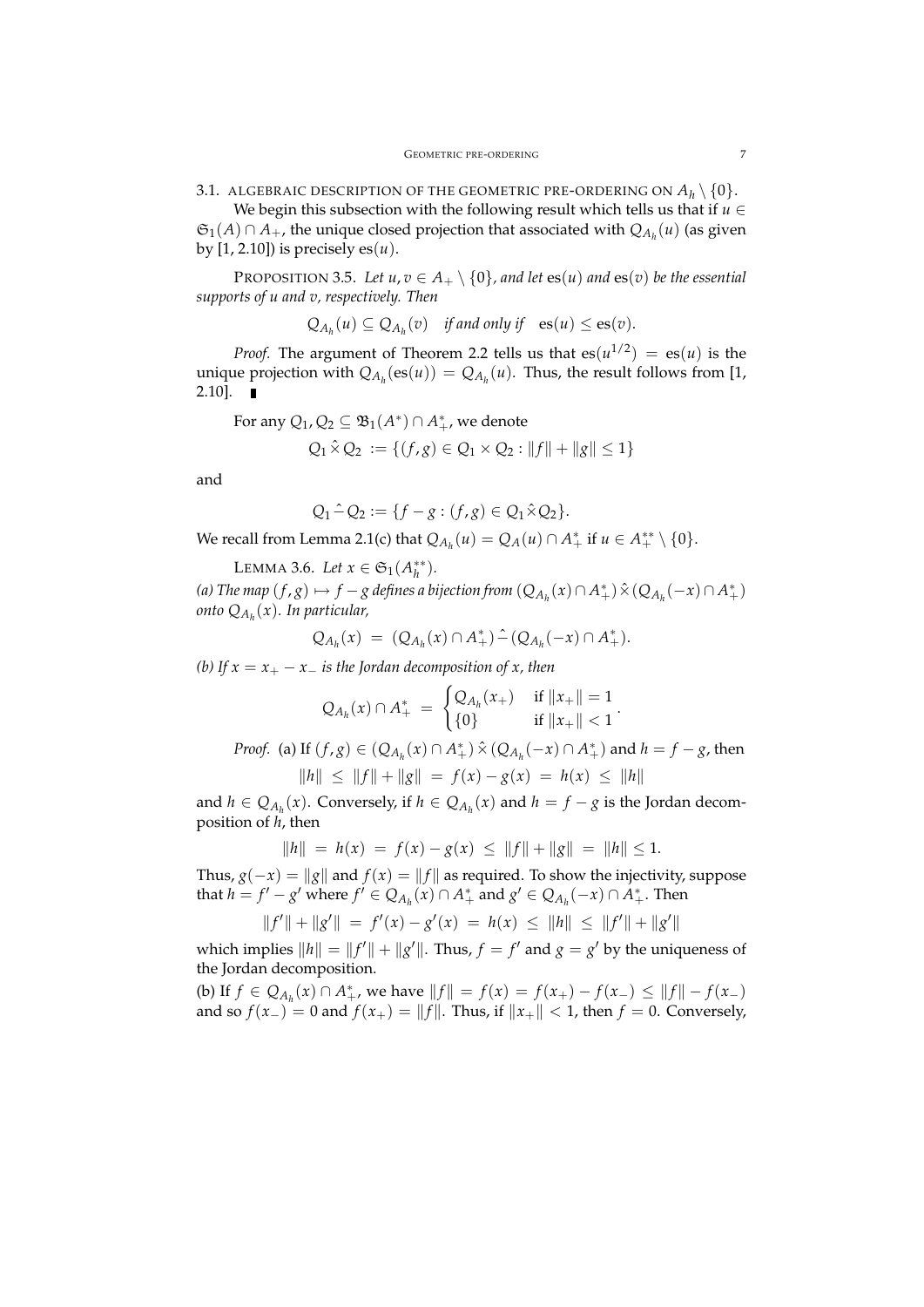### 3.1. ALGEBRAIC DESCRIPTION OF THE GEOMETRIC PRE-ORDERING ON $A_h \setminus \{0\}$.

We begin this subsection with the following result which tells us that if $u \in \mathfrak{S}_1(A) \cap A_+$, the unique closed projection that associated with $Q_{A_h}(u)$ (as given by [1, 2.10]) is precisely $\mathrm{es}(u)$.

PROPOSITION 3.5. *Let $u, v \in A_+ \setminus \{0\}$, and let $\mathrm{es}(u)$ and $\mathrm{es}(v)$ be the essential supports of $u$ and $v$, respectively. Then*

$$Q_{A_h}(u) \subseteq Q_{A_h}(v) \quad \textit{if and only if} \quad \mathrm{es}(u) \leq \mathrm{es}(v).$$

*Proof.* The argument of Theorem 2.2 tells us that $\mathrm{es}(u^{1/2}) = \mathrm{es}(u)$ is the unique projection with $Q_{A_h}(\mathrm{es}(u)) = Q_{A_h}(u)$. Thus, the result follows from [1, 2.10]. ∎

For any $Q_1, Q_2 \subseteq \mathfrak{B}_1(A^*) \cap A^*_+$, we denote

$$Q_1 \hat{\times} Q_2 := \{(f,g) \in Q_1 \times Q_2 : \|f\| + \|g\| \leq 1\}$$

and

$$Q_1 \hat{-} Q_2 := \{f - g : (f,g) \in Q_1 \hat{\times} Q_2\}.$$

We recall from Lemma 2.1(c) that $Q_{A_h}(u) = Q_A(u) \cap A^*_+$ if $u \in A^{**}_+ \setminus \{0\}$.

LEMMA 3.6. *Let $x \in \mathfrak{S}_1(A^{**}_h)$.*

*(a) The map $(f,g) \mapsto f - g$ defines a bijection from $(Q_{A_h}(x) \cap A^*_+) \hat{\times} (Q_{A_h}(-x) \cap A^*_+)$ onto $Q_{A_h}(x)$. In particular,*

$$Q_{A_h}(x) \ = \ (Q_{A_h}(x) \cap A^*_+) \hat{-} (Q_{A_h}(-x) \cap A^*_+).$$

*(b) If $x = x_+ - x_-$ is the Jordan decomposition of $x$, then*

$$Q_{A_h}(x) \cap A^*_+ \ = \ \begin{cases} Q_{A_h}(x_+) & \text{if } \|x_+\| = 1 \\ \{0\} & \text{if } \|x_+\| < 1 \end{cases}.$$

*Proof.* (a) If $(f,g) \in (Q_{A_h}(x) \cap A^*_+) \hat{\times} (Q_{A_h}(-x) \cap A^*_+)$ and $h = f - g$, then

$$\|h\| \ \leq \ \|f\| + \|g\| \ = \ f(x) - g(x) \ = \ h(x) \ \leq \ \|h\|$$

and $h \in Q_{A_h}(x)$. Conversely, if $h \in Q_{A_h}(x)$ and $h = f - g$ is the Jordan decomposition of $h$, then

$$\|h\| \ = \ h(x) \ = \ f(x) - g(x) \ \leq \ \|f\| + \|g\| \ = \ \|h\| \leq 1.$$

Thus, $g(-x) = \|g\|$ and $f(x) = \|f\|$ as required. To show the injectivity, suppose that $h = f' - g'$ where $f' \in Q_{A_h}(x) \cap A^*_+$ and $g' \in Q_{A_h}(-x) \cap A^*_+$. Then

$$\|f'\| + \|g'\| \ = \ f'(x) - g'(x) \ = \ h(x) \ \leq \ \|h\| \ \leq \ \|f'\| + \|g'\|$$

which implies $\|h\| = \|f'\| + \|g'\|$. Thus, $f = f'$ and $g = g'$ by the uniqueness of the Jordan decomposition.

(b) If $f \in Q_{A_h}(x) \cap A^*_+$, we have $\|f\| = f(x) = f(x_+) - f(x_-) \leq \|f\| - f(x_-)$ and so $f(x_-) = 0$ and $f(x_+) = \|f\|$. Thus, if $\|x_+\| < 1$, then $f = 0$. Conversely,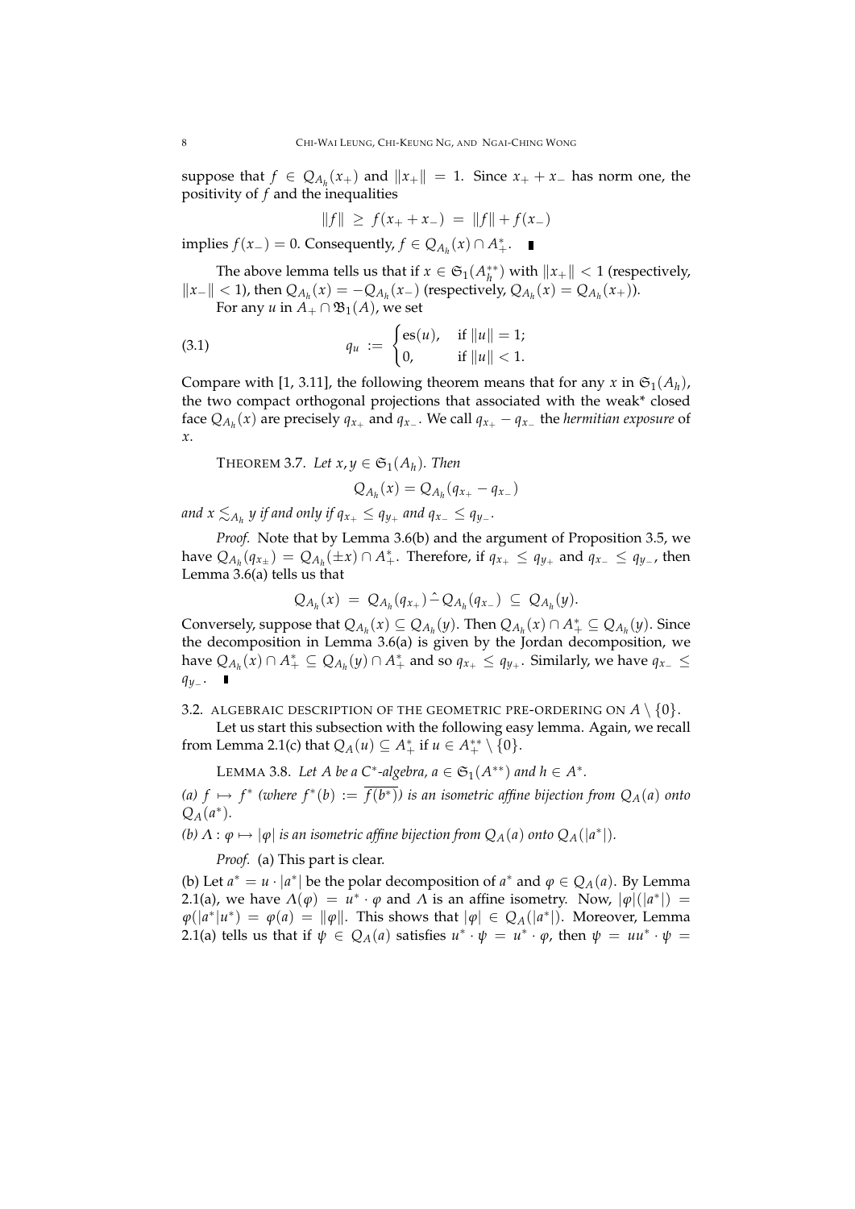suppose that $f \in Q_{A_h}(x_+)$ and $\|x_+\| = 1$. Since $x_+ + x_-$ has norm one, the positivity of $f$ and the inequalities

$$\|f\| \geq f(x_+ + x_-) = \|f\| + f(x_-)$$

implies $f(x_-) = 0$. Consequently, $f \in Q_{A_h}(x) \cap A_+^*$. ∎

The above lemma tells us that if $x \in \mathfrak{S}_1(A_h^{**})$ with $\|x_+\| < 1$ (respectively, $\|x_-\| < 1$), then $Q_{A_h}(x) = -Q_{A_h}(x_-)$ (respectively, $Q_{A_h}(x) = Q_{A_h}(x_+)$).

For any $u$ in $A_+ \cap \mathfrak{B}_1(A)$, we set

$$q_u := \begin{cases} \mathrm{es}(u), & \text{if } \|u\| = 1; \\ 0, & \text{if } \|u\| < 1. \end{cases} \tag{3.1}$$

Compare with [1, 3.11], the following theorem means that for any $x$ in $\mathfrak{S}_1(A_h)$, the two compact orthogonal projections that associated with the weak* closed face $Q_{A_h}(x)$ are precisely $q_{x_+}$ and $q_{x_-}$. We call $q_{x_+} - q_{x_-}$ the *hermitian exposure* of $x$.

THEOREM 3.7. *Let $x, y \in \mathfrak{S}_1(A_h)$. Then*

$$Q_{A_h}(x) = Q_{A_h}(q_{x_+} - q_{x_-})$$

*and $x \lesssim_{A_h} y$ if and only if $q_{x_+} \leq q_{y_+}$ and $q_{x_-} \leq q_{y_-}$.*

*Proof.* Note that by Lemma 3.6(b) and the argument of Proposition 3.5, we have $Q_{A_h}(q_{x_\pm}) = Q_{A_h}(\pm x) \cap A_+^*$. Therefore, if $q_{x_+} \leq q_{y_+}$ and $q_{x_-} \leq q_{y_-}$, then Lemma 3.6(a) tells us that

$$Q_{A_h}(x) = Q_{A_h}(q_{x_+}) \,\hat{-}\, Q_{A_h}(q_{x_-}) \subseteq Q_{A_h}(y).$$

Conversely, suppose that $Q_{A_h}(x) \subseteq Q_{A_h}(y)$. Then $Q_{A_h}(x) \cap A_+^* \subseteq Q_{A_h}(y)$. Since the decomposition in Lemma 3.6(a) is given by the Jordan decomposition, we have $Q_{A_h}(x) \cap A_+^* \subseteq Q_{A_h}(y) \cap A_+^*$ and so $q_{x_+} \leq q_{y_+}$. Similarly, we have $q_{x_-} \leq q_{y_-}$. ∎

## 3.2. ALGEBRAIC DESCRIPTION OF THE GEOMETRIC PRE-ORDERING ON $A \setminus \{0\}$.

Let us start this subsection with the following easy lemma. Again, we recall from Lemma 2.1(c) that $Q_A(u) \subseteq A_+^*$ if $u \in A_+^{**} \setminus \{0\}$.

LEMMA 3.8. *Let $A$ be a $C^*$-algebra, $a \in \mathfrak{S}_1(A^{**})$ and $h \in A^*$.*

*(a) $f \mapsto f^*$ (where $f^*(b) := \overline{f(b^*)}$) is an isometric affine bijection from $Q_A(a)$ onto $Q_A(a^*)$.*

*(b) $\Lambda : \varphi \mapsto |\varphi|$ is an isometric affine bijection from $Q_A(a)$ onto $Q_A(|a^*|)$.*

*Proof.* (a) This part is clear.

(b) Let $a^* = u \cdot |a^*|$ be the polar decomposition of $a^*$ and $\varphi \in Q_A(a)$. By Lemma 2.1(a), we have $\Lambda(\varphi) = u^* \cdot \varphi$ and $\Lambda$ is an affine isometry. Now, $|\varphi|(|a^*|) = \varphi(|a^*|u^*) = \varphi(a) = \|\varphi\|$. This shows that $|\varphi| \in Q_A(|a^*|)$. Moreover, Lemma 2.1(a) tells us that if $\psi \in Q_A(a)$ satisfies $u^* \cdot \psi = u^* \cdot \varphi$, then $\psi = uu^* \cdot \psi =$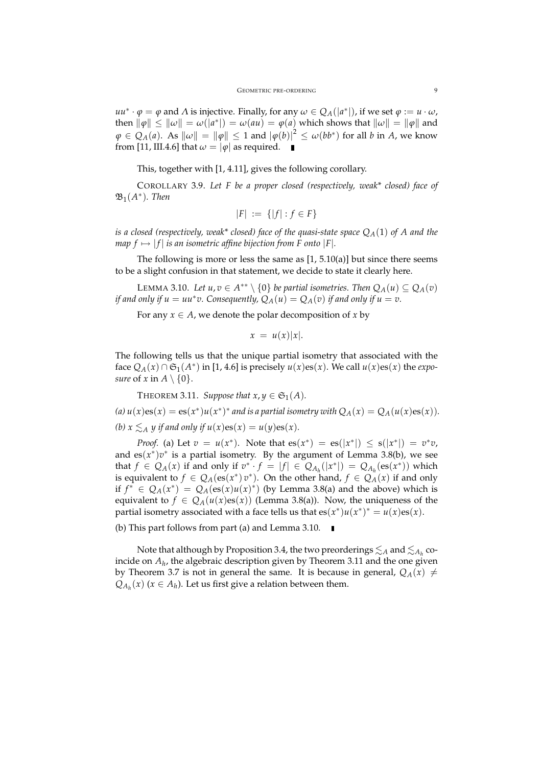$uu^* \cdot \varphi = \varphi$ and $\Lambda$ is injective. Finally, for any $\omega \in Q_A(|a^*|)$, if we set $\varphi := u \cdot \omega$, then $\|\varphi\| \le \|\omega\| = \omega(|a^*|) = \omega(au) = \varphi(a)$ which shows that $\|\omega\| = \|\varphi\|$ and $\varphi \in Q_A(a)$. As $\|\omega\| = \|\varphi\| \le 1$ and $|\varphi(b)|^2 \le \omega(bb^*)$ for all $b$ in $A$, we know from [11, III.4.6] that $\omega = |\varphi|$ as required. ∎

This, together with [1, 4.11], gives the following corollary.

COROLLARY 3.9. *Let $F$ be a proper closed (respectively, weak\* closed) face of $\mathfrak{B}_1(A^*)$. Then*

$$|F| \;:=\; \{|f| : f \in F\}$$

*is a closed (respectively, weak\* closed) face of the quasi-state space $Q_A(1)$ of $A$ and the map $f \mapsto |f|$ is an isometric affine bijection from $F$ onto $|F|$.*

The following is more or less the same as [1, 5.10(a)] but since there seems to be a slight confusion in that statement, we decide to state it clearly here.

LEMMA 3.10. *Let $u, v \in A^{**} \setminus \{0\}$ be partial isometries. Then $Q_A(u) \subseteq Q_A(v)$ if and only if $u = uu^*v$. Consequently, $Q_A(u) = Q_A(v)$ if and only if $u = v$.*

For any $x \in A$, we denote the polar decomposition of $x$ by

$$x \;=\; u(x)|x|.$$

The following tells us that the unique partial isometry that associated with the face $Q_A(x) \cap \mathfrak{S}_1(A^*)$ in [1, 4.6] is precisely $u(x)\mathrm{es}(x)$. We call $u(x)\mathrm{es}(x)$ the *exposure* of $x$ in $A \setminus \{0\}$.

THEOREM 3.11. *Suppose that $x, y \in \mathfrak{S}_1(A)$.*

*(a) $u(x)\mathrm{es}(x) = \mathrm{es}(x^*)u(x^*)^*$ and is a partial isometry with $Q_A(x) = Q_A(u(x)\mathrm{es}(x))$.*

*(b) $x \lesssim_A y$ if and only if $u(x)\mathrm{es}(x) = u(y)\mathrm{es}(x)$.*

*Proof.* (a) Let $v = u(x^*)$. Note that $\mathrm{es}(x^*) = \mathrm{es}(|x^*|) \le \mathrm{s}(|x^*|) = v^*v$, and $\mathrm{es}(x^*)v^*$ is a partial isometry. By the argument of Lemma 3.8(b), we see that $f \in Q_A(x)$ if and only if $v^* \cdot f = |f| \in Q_{A_h}(|x^*|) = Q_{A_h}(\mathrm{es}(x^*))$ which is equivalent to $f \in Q_A(\mathrm{es}(x^*)\, v^*)$. On the other hand, $f \in Q_A(x)$ if and only if $f^* \in Q_A(x^*) = Q_A(\mathrm{es}(x)u(x)^*)$ (by Lemma 3.8(a) and the above) which is equivalent to $f \in Q_A(u(x)\mathrm{es}(x))$ (Lemma 3.8(a)). Now, the uniqueness of the partial isometry associated with a face tells us that $\mathrm{es}(x^*)u(x^*)^* = u(x)\mathrm{es}(x)$.

(b) This part follows from part (a) and Lemma 3.10. ∎

Note that although by Proposition 3.4, the two preorderings $\lesssim_A$ and $\lesssim_{A_h}$ coincide on $A_h$, the algebraic description given by Theorem 3.11 and the one given by Theorem 3.7 is not in general the same. It is because in general, $Q_A(x) \neq Q_{A_h}(x)$ ($x \in A_h$). Let us first give a relation between them.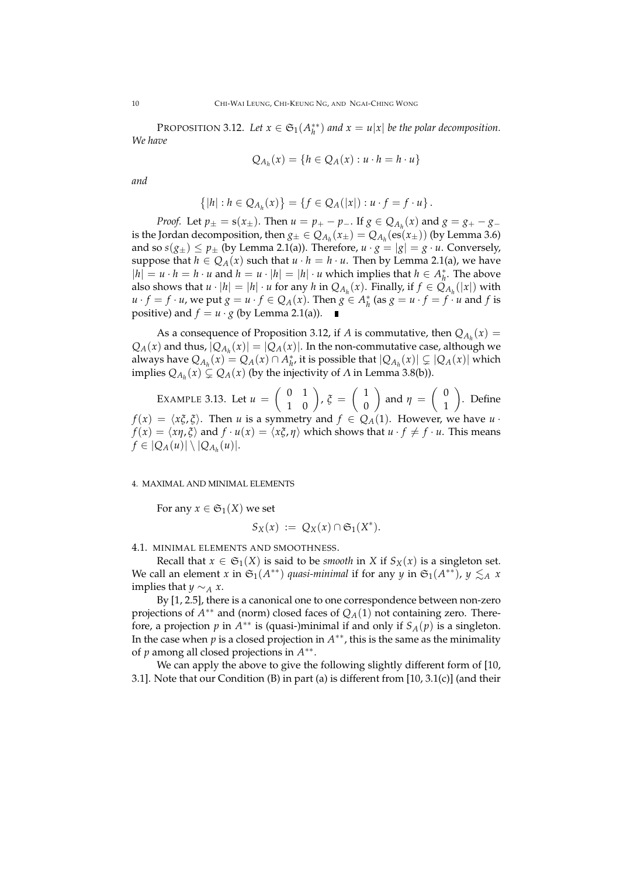PROPOSITION 3.12. *Let $x \in \mathfrak{S}_1(A_h^{**})$ and $x = u|x|$ be the polar decomposition. We have*

$$Q_{A_h}(x) = \{h \in Q_A(x) : u \cdot h = h \cdot u\}$$

*and*

$$\{|h| : h \in Q_{A_h}(x)\} = \{f \in Q_A(|x|) : u \cdot f = f \cdot u\}.$$

*Proof.* Let $p_\pm = s(x_\pm)$. Then $u = p_+ - p_-$. If $g \in Q_{A_h}(x)$ and $g = g_+ - g_-$ is the Jordan decomposition, then $g_\pm \in Q_{A_h}(x_\pm) = Q_{A_h}(\mathrm{es}(x_\pm))$ (by Lemma 3.6) and so $s(g_\pm) \leq p_\pm$ (by Lemma 2.1(a)). Therefore, $u \cdot g = |g| = g \cdot u$. Conversely, suppose that $h \in Q_A(x)$ such that $u \cdot h = h \cdot u$. Then by Lemma 2.1(a), we have $|h| = u \cdot h = h \cdot u$ and $h = u \cdot |h| = |h| \cdot u$ which implies that $h \in A_h^*$. The above also shows that $u \cdot |h| = |h| \cdot u$ for any $h$ in $Q_{A_h}(x)$. Finally, if $f \in Q_{A_h}(|x|)$ with $u \cdot f = f \cdot u$, we put $g = u \cdot f \in Q_A(x)$. Then $g \in A_h^*$ (as $g = u \cdot f = f \cdot u$ and $f$ is positive) and $f = u \cdot g$ (by Lemma 2.1(a)). ∎

As a consequence of Proposition 3.12, if $A$ is commutative, then $Q_{A_h}(x) = Q_A(x)$ and thus, $|Q_{A_h}(x)| = |Q_A(x)|$. In the non-commutative case, although we always have $Q_{A_h}(x) = Q_A(x) \cap A_h^*$, it is possible that $|Q_{A_h}(x)| \subsetneq |Q_A(x)|$ which implies $Q_{A_h}(x) \subsetneq Q_A(x)$ (by the injectivity of $\Lambda$ in Lemma 3.8(b)).

EXAMPLE 3.13. Let $u = \begin{pmatrix} 0 & 1 \\ 1 & 0 \end{pmatrix}$, $\xi = \begin{pmatrix} 1 \\ 0 \end{pmatrix}$ and $\eta = \begin{pmatrix} 0 \\ 1 \end{pmatrix}$. Define $f(x) = \langle x\xi, \xi \rangle$. Then $u$ is a symmetry and $f \in Q_A(1)$. However, we have $u \cdot f(x) = \langle x\eta, \xi \rangle$ and $f \cdot u(x) = \langle x\xi, \eta \rangle$ which shows that $u \cdot f \neq f \cdot u$. This means $f \in |Q_A(u)| \setminus |Q_{A_h}(u)|$.

## 4. MAXIMAL AND MINIMAL ELEMENTS

For any $x \in \mathfrak{S}_1(X)$ we set

$$S_X(x) := Q_X(x) \cap \mathfrak{S}_1(X^*).$$

### 4.1. MINIMAL ELEMENTS AND SMOOTHNESS.

Recall that $x \in \mathfrak{S}_1(X)$ is said to be *smooth* in $X$ if $S_X(x)$ is a singleton set. We call an element $x$ in $\mathfrak{S}_1(A^{**})$ *quasi-minimal* if for any $y$ in $\mathfrak{S}_1(A^{**})$, $y \lesssim_A x$ implies that $y \sim_A x$.

By [1, 2.5], there is a canonical one to one correspondence between non-zero projections of $A^{**}$ and (norm) closed faces of $Q_A(1)$ not containing zero. Therefore, a projection $p$ in $A^{**}$ is (quasi-)minimal if and only if $S_A(p)$ is a singleton. In the case when $p$ is a closed projection in $A^{**}$, this is the same as the minimality of $p$ among all closed projections in $A^{**}$.

We can apply the above to give the following slightly different form of [10, 3.1]. Note that our Condition (B) in part (a) is different from [10, 3.1(c)] (and their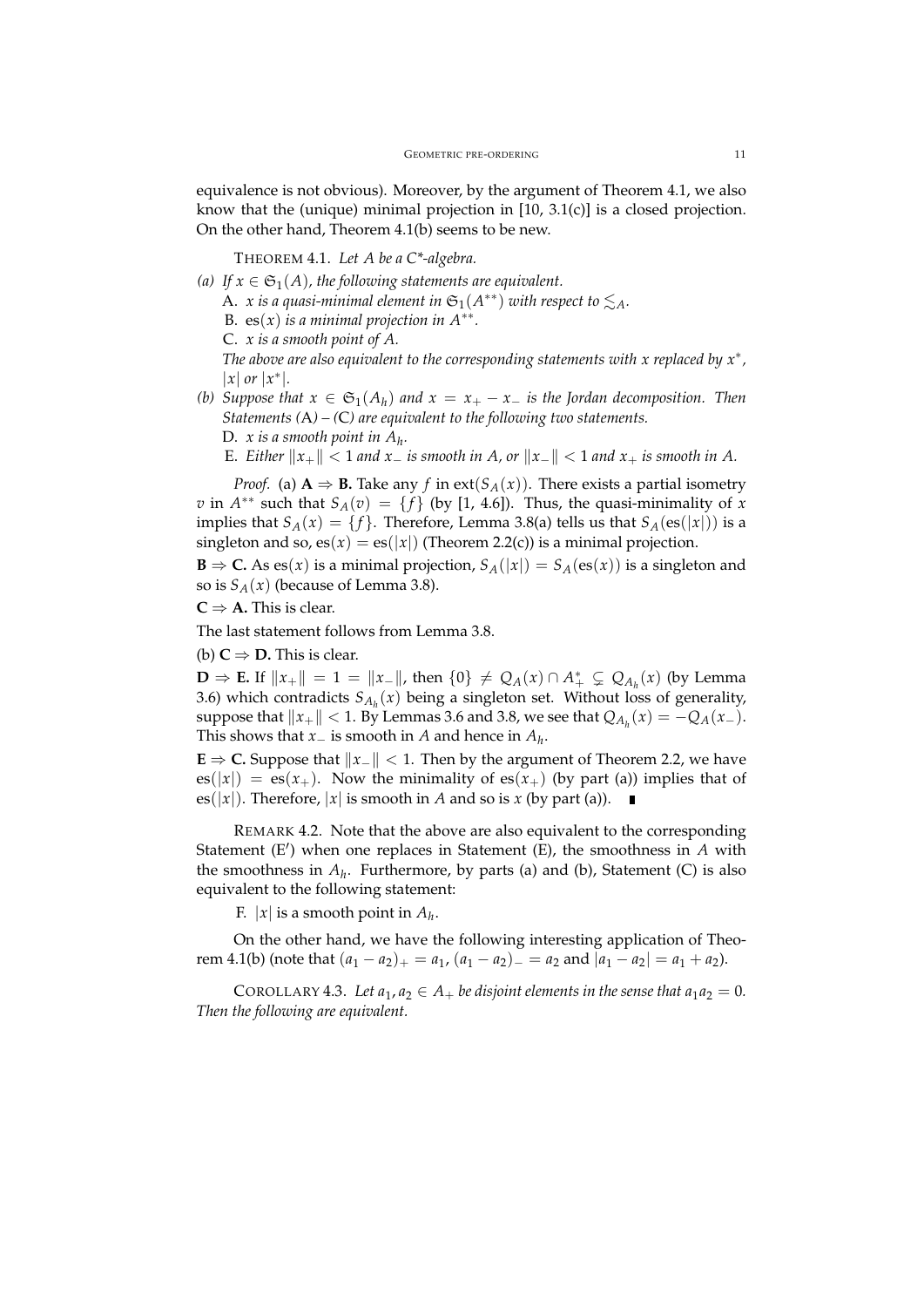equivalence is not obvious). Moreover, by the argument of Theorem 4.1, we also know that the (unique) minimal projection in [10, 3.1(c)] is a closed projection. On the other hand, Theorem 4.1(b) seems to be new.

THEOREM 4.1. *Let $A$ be a C\*-algebra.*

*(a) If $x \in \mathfrak{S}_1(A)$, the following statements are equivalent.*

A. *$x$ is a quasi-minimal element in $\mathfrak{S}_1(A^{**})$ with respect to $\lesssim_A$.*

B. *$\mathrm{es}(x)$ is a minimal projection in $A^{**}$.*

C. *$x$ is a smooth point of $A$.*

*The above are also equivalent to the corresponding statements with $x$ replaced by $x^*$, $|x|$ or $|x^*|$.*

*(b) Suppose that $x \in \mathfrak{S}_1(A_h)$ and $x = x_+ - x_-$ is the Jordan decomposition. Then Statements (A) – (C) are equivalent to the following two statements.*

D. *$x$ is a smooth point in $A_h$.*

E. *Either $\|x_+\| < 1$ and $x_-$ is smooth in $A$, or $\|x_-\| < 1$ and $x_+$ is smooth in $A$.*

*Proof.* (a) **A $\Rightarrow$ B.** Take any $f$ in $\mathrm{ext}(S_A(x))$. There exists a partial isometry $v$ in $A^{**}$ such that $S_A(v) = \{f\}$ (by [1, 4.6]). Thus, the quasi-minimality of $x$ implies that $S_A(x) = \{f\}$. Therefore, Lemma 3.8(a) tells us that $S_A(\mathrm{es}(|x|))$ is a singleton and so, $\mathrm{es}(x) = \mathrm{es}(|x|)$ (Theorem 2.2(c)) is a minimal projection.

**B $\Rightarrow$ C.** As $\mathrm{es}(x)$ is a minimal projection, $S_A(|x|) = S_A(\mathrm{es}(x))$ is a singleton and so is $S_A(x)$ (because of Lemma 3.8).

**C $\Rightarrow$ A.** This is clear.

The last statement follows from Lemma 3.8.

(b) **C $\Rightarrow$ D.** This is clear.

**D $\Rightarrow$ E.** If $\|x_+\| = 1 = \|x_-\|$, then $\{0\} \neq Q_A(x) \cap A^*_+ \subsetneq Q_{A_h}(x)$ (by Lemma 3.6) which contradicts $S_{A_h}(x)$ being a singleton set. Without loss of generality, suppose that $\|x_+\| < 1$. By Lemmas 3.6 and 3.8, we see that $Q_{A_h}(x) = -Q_A(x_-)$. This shows that $x_-$ is smooth in $A$ and hence in $A_h$.

**E $\Rightarrow$ C.** Suppose that $\|x_-\| < 1$. Then by the argument of Theorem 2.2, we have $\mathrm{es}(|x|) = \mathrm{es}(x_+)$. Now the minimality of $\mathrm{es}(x_+)$ (by part (a)) implies that of $\mathrm{es}(|x|)$. Therefore, $|x|$ is smooth in $A$ and so is $x$ (by part (a)). ∎

REMARK 4.2. Note that the above are also equivalent to the corresponding Statement (E′) when one replaces in Statement (E), the smoothness in $A$ with the smoothness in $A_h$. Furthermore, by parts (a) and (b), Statement (C) is also equivalent to the following statement:

F. $|x|$ is a smooth point in $A_h$.

On the other hand, we have the following interesting application of Theorem 4.1(b) (note that $(a_1 - a_2)_+ = a_1$, $(a_1 - a_2)_- = a_2$ and $|a_1 - a_2| = a_1 + a_2$).

COROLLARY 4.3. *Let $a_1, a_2 \in A_+$ be disjoint elements in the sense that $a_1 a_2 = 0$. Then the following are equivalent.*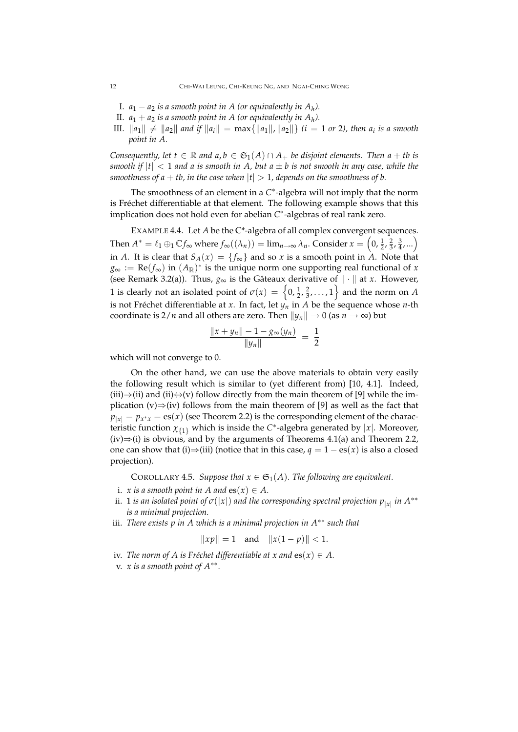I. $a_1 - a_2$ *is a smooth point in* $A$ *(or equivalently in* $A_h$*).*

II. $a_1 + a_2$ *is a smooth point in* $A$ *(or equivalently in* $A_h$*).*

III. $\|a_1\| \neq \|a_2\|$ *and if* $\|a_i\| = \max\{\|a_1\|, \|a_2\|\}$ *(*$i = 1$ *or* $2$*), then* $a_i$ *is a smooth point in* $A$*.*

*Consequently, let* $t \in \mathbb{R}$ *and* $a, b \in \mathfrak{S}_1(A) \cap A_+$ *be disjoint elements. Then* $a + tb$ *is smooth if* $|t| < 1$ *and* $a$ *is smooth in* $A$*, but* $a \pm b$ *is not smooth in any case, while the smoothness of* $a + tb$*, in the case when* $|t| > 1$*, depends on the smoothness of* $b$*.*

The smoothness of an element in a $C^*$-algebra will not imply that the norm is Fréchet differentiable at that element. The following example shows that this implication does not hold even for abelian $C^*$-algebras of real rank zero.

EXAMPLE 4.4. Let $A$ be the C*-algebra of all complex convergent sequences. Then $A^* = \ell_1 \oplus_1 \mathbb{C} f_\infty$ where $f_\infty((\lambda_n)) = \lim_{n\to\infty} \lambda_n$. Consider $x = \left(0, \frac{1}{2}, \frac{2}{3}, \frac{3}{4}, ...\right)$ in $A$. It is clear that $S_A(x) = \{f_\infty\}$ and so $x$ is a smooth point in $A$. Note that $g_\infty := \mathrm{Re}(f_\infty)$ in $(A_\mathbb{R})^*$ is the unique norm one supporting real functional of $x$ (see Remark 3.2(a)). Thus, $g_\infty$ is the Gâteaux derivative of $\|\cdot\|$ at $x$. However, 1 is clearly not an isolated point of $\sigma(x) = \left\{0, \frac{1}{2}, \frac{2}{3}, \dots, 1\right\}$ and the norm on $A$ is not Fréchet differentiable at $x$. In fact, let $y_n$ in $A$ be the sequence whose $n$-th coordinate is $2/n$ and all others are zero. Then $\|y_n\| \to 0$ (as $n \to \infty$) but

$$\frac{\|x + y_n\| - 1 - g_\infty(y_n)}{\|y_n\|} = \frac{1}{2}$$

which will not converge to 0.

On the other hand, we can use the above materials to obtain very easily the following result which is similar to (yet different from) [10, 4.1]. Indeed, (iii)⇒(ii) and (ii)⇔(v) follow directly from the main theorem of [9] while the implication (v)⇒(iv) follows from the main theorem of [9] as well as the fact that $p_{|x|} = p_{x^*x} = \mathrm{es}(x)$ (see Theorem 2.2) is the corresponding element of the characteristic function $\chi_{\{1\}}$ which is inside the $C^*$-algebra generated by $|x|$. Moreover, (iv)⇒(i) is obvious, and by the arguments of Theorems 4.1(a) and Theorem 2.2, one can show that (i)⇒(iii) (notice that in this case, $q = 1 - \mathrm{es}(x)$ is also a closed projection).

COROLLARY 4.5. *Suppose that* $x \in \mathfrak{S}_1(A)$*. The following are equivalent.*

i. $x$ *is a smooth point in* $A$ *and* $\mathrm{es}(x) \in A$*.*

ii. $1$ *is an isolated point of* $\sigma(|x|)$ *and the corresponding spectral projection* $p_{|x|}$ *in* $A^{**}$ *is a minimal projection.*

iii. *There exists* $p$ *in* $A$ *which is a minimal projection in* $A^{**}$ *such that*

$$\|xp\| = 1 \quad \text{and} \quad \|x(1-p)\| < 1.$$

iv. *The norm of* $A$ *is Fréchet differentiable at* $x$ *and* $\mathrm{es}(x) \in A$*.*

v. $x$ *is a smooth point of* $A^{**}$*.*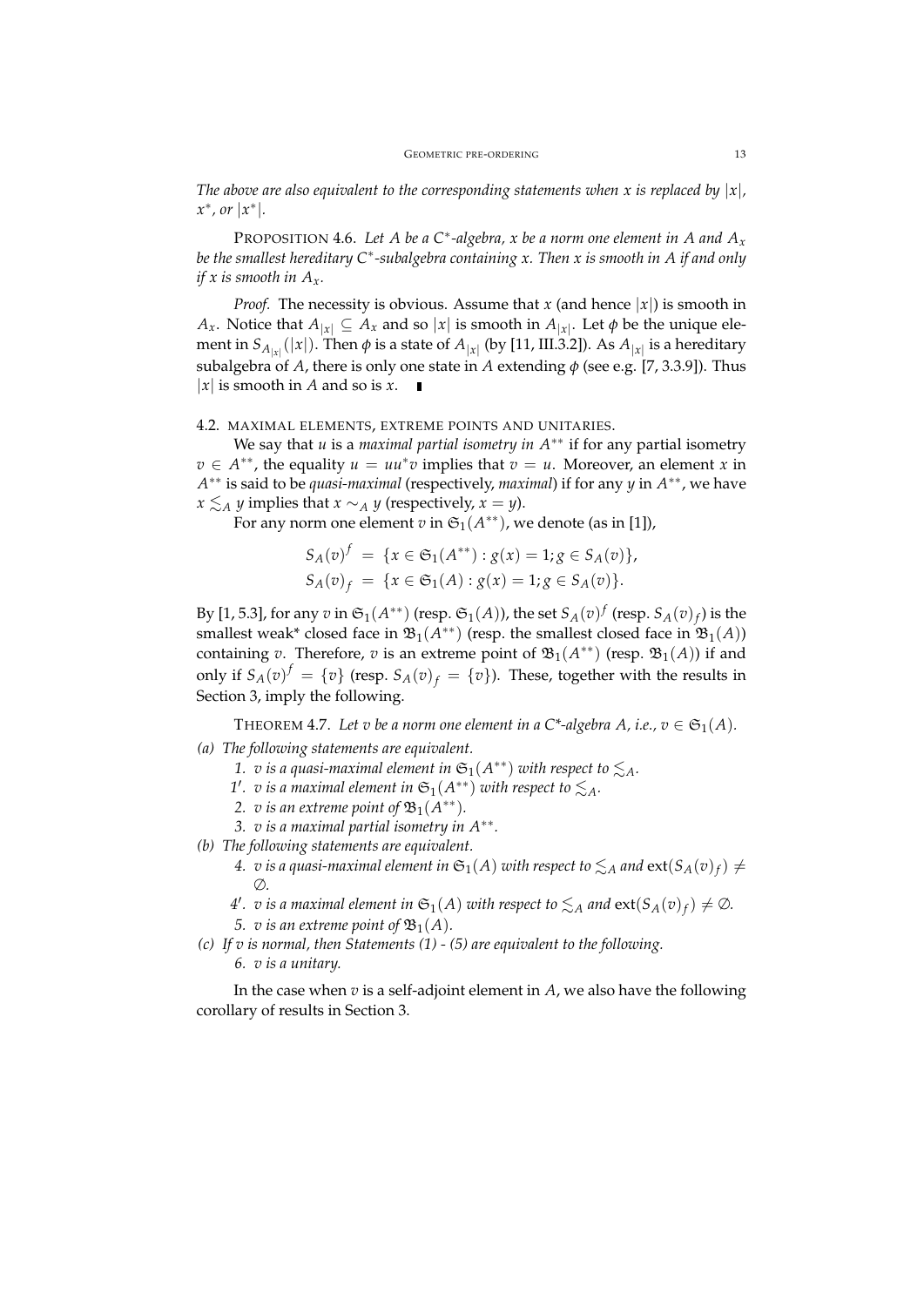*The above are also equivalent to the corresponding statements when $x$ is replaced by $|x|$, $x^*$, or $|x^*|$.*

PROPOSITION 4.6. *Let $A$ be a $C^*$-algebra, $x$ be a norm one element in $A$ and $A_x$ be the smallest hereditary $C^*$-subalgebra containing $x$. Then $x$ is smooth in $A$ if and only if $x$ is smooth in $A_x$.*

*Proof.* The necessity is obvious. Assume that $x$ (and hence $|x|$) is smooth in $A_x$. Notice that $A_{|x|} \subseteq A_x$ and so $|x|$ is smooth in $A_{|x|}$. Let $\phi$ be the unique element in $S_{A_{|x|}}(|x|)$. Then $\phi$ is a state of $A_{|x|}$ (by [11, III.3.2]). As $A_{|x|}$ is a hereditary subalgebra of $A$, there is only one state in $A$ extending $\phi$ (see e.g. [7, 3.3.9]). Thus $|x|$ is smooth in $A$ and so is $x$. ∎

### 4.2. MAXIMAL ELEMENTS, EXTREME POINTS AND UNITARIES.

We say that $u$ is a *maximal partial isometry in $A^{**}$* if for any partial isometry $v \in A^{**}$, the equality $u = uu^*v$ implies that $v = u$. Moreover, an element $x$ in $A^{**}$ is said to be *quasi-maximal* (respectively, *maximal*) if for any $y$ in $A^{**}$, we have $x \lesssim_A y$ implies that $x \sim_A y$ (respectively, $x = y$).

For any norm one element $v$ in $\mathfrak{S}_1(A^{**})$, we denote (as in [1]),

$$
\begin{aligned}
S_A(v)^f &= \{x \in \mathfrak{S}_1(A^{**}) : g(x) = 1; g \in S_A(v)\}, \\
S_A(v)_f &= \{x \in \mathfrak{S}_1(A) : g(x) = 1; g \in S_A(v)\}.
\end{aligned}
$$

By [1, 5.3], for any $v$ in $\mathfrak{S}_1(A^{**})$ (resp. $\mathfrak{S}_1(A)$), the set $S_A(v)^f$ (resp. $S_A(v)_f$) is the smallest weak* closed face in $\mathfrak{B}_1(A^{**})$ (resp. the smallest closed face in $\mathfrak{B}_1(A)$) containing $v$. Therefore, $v$ is an extreme point of $\mathfrak{B}_1(A^{**})$ (resp. $\mathfrak{B}_1(A)$) if and only if $S_A(v)^f = \{v\}$ (resp. $S_A(v)_f = \{v\}$). These, together with the results in Section 3, imply the following.

THEOREM 4.7. *Let $v$ be a norm one element in a C\*-algebra $A$, i.e., $v \in \mathfrak{S}_1(A)$.*

*(a) The following statements are equivalent.*

*1. $v$ is a quasi-maximal element in $\mathfrak{S}_1(A^{**})$ with respect to $\lesssim_A$.*

*1′. $v$ is a maximal element in $\mathfrak{S}_1(A^{**})$ with respect to $\lesssim_A$.*

*2. $v$ is an extreme point of $\mathfrak{B}_1(A^{**})$.*

*3. $v$ is a maximal partial isometry in $A^{**}$.*

*(b) The following statements are equivalent.*

*4. $v$ is a quasi-maximal element in $\mathfrak{S}_1(A)$ with respect to $\lesssim_A$ and $\operatorname{ext}(S_A(v)_f) \neq \emptyset$.*

*4′. $v$ is a maximal element in $\mathfrak{S}_1(A)$ with respect to $\lesssim_A$ and $\operatorname{ext}(S_A(v)_f) \neq \emptyset$.*

*5. $v$ is an extreme point of $\mathfrak{B}_1(A)$.*

*(c) If $v$ is normal, then Statements (1) - (5) are equivalent to the following.*

*6. $v$ is a unitary.*

In the case when $v$ is a self-adjoint element in $A$, we also have the following corollary of results in Section 3.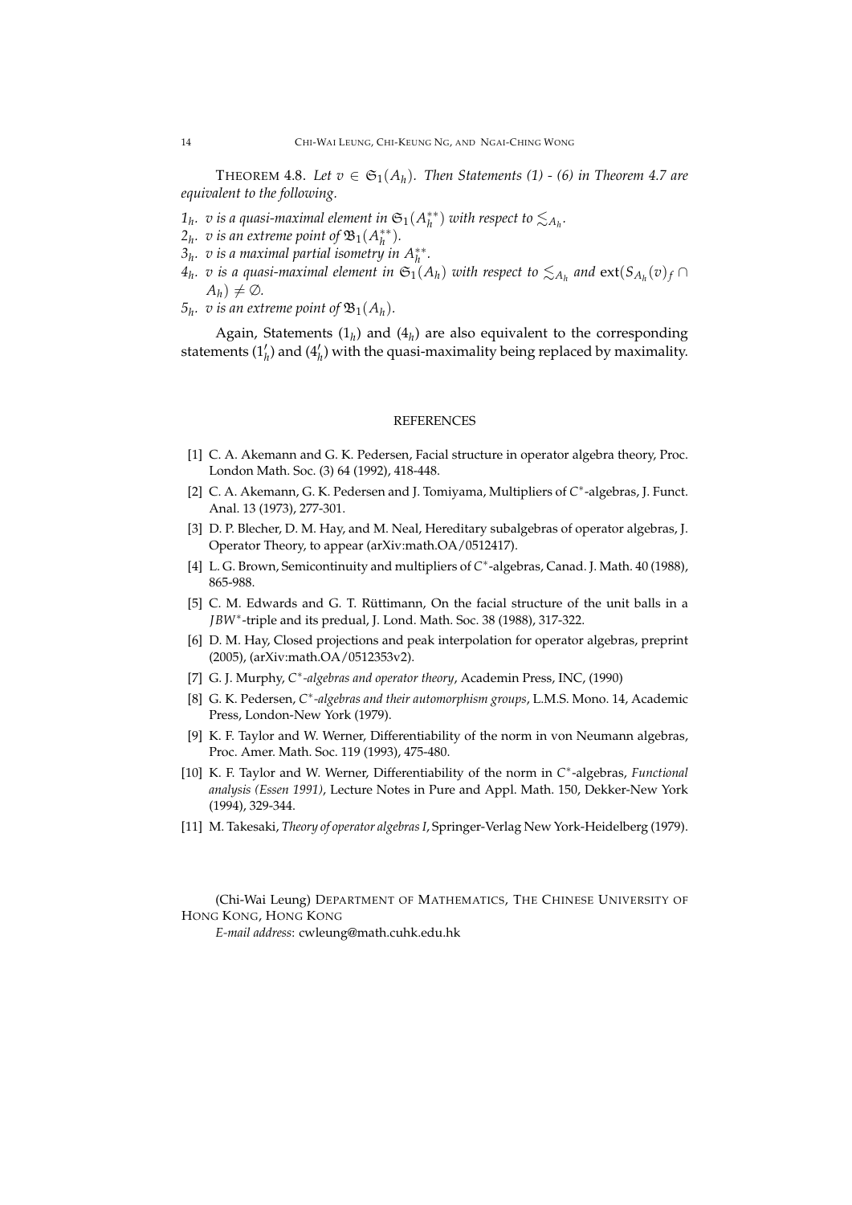THEOREM 4.8. *Let $v \in \mathfrak{S}_1(A_h)$. Then Statements (1) - (6) in Theorem 4.7 are equivalent to the following.*

*$1_h$. $v$ is a quasi-maximal element in $\mathfrak{S}_1(A_h^{**})$ with respect to $\lesssim_{A_h}$.*

*$2_h$. $v$ is an extreme point of $\mathfrak{B}_1(A_h^{**})$.*

*$3_h$. $v$ is a maximal partial isometry in $A_h^{**}$.*

*$4_h$. $v$ is a quasi-maximal element in $\mathfrak{S}_1(A_h)$ with respect to $\lesssim_{A_h}$ and $\mathrm{ext}(S_{A_h}(v)_f \cap A_h) \neq \emptyset$.*

*$5_h$. $v$ is an extreme point of $\mathfrak{B}_1(A_h)$.*

Again, Statements ($1_h$) and ($4_h$) are also equivalent to the corresponding statements ($1'_h$) and ($4'_h$) with the quasi-maximality being replaced by maximality.

## REFERENCES

[1] C. A. Akemann and G. K. Pedersen, Facial structure in operator algebra theory, Proc. London Math. Soc. (3) 64 (1992), 418-448.

[2] C. A. Akemann, G. K. Pedersen and J. Tomiyama, Multipliers of $C^*$-algebras, J. Funct. Anal. 13 (1973), 277-301.

[3] D. P. Blecher, D. M. Hay, and M. Neal, Hereditary subalgebras of operator algebras, J. Operator Theory, to appear (arXiv:math.OA/0512417).

[4] L. G. Brown, Semicontinuity and multipliers of $C^*$-algebras, Canad. J. Math. 40 (1988), 865-988.

[5] C. M. Edwards and G. T. Rüttimann, On the facial structure of the unit balls in a $JBW^*$-triple and its predual, J. Lond. Math. Soc. 38 (1988), 317-322.

[6] D. M. Hay, Closed projections and peak interpolation for operator algebras, preprint (2005), (arXiv:math.OA/0512353v2).

[7] G. J. Murphy, *$C^*$-algebras and operator theory*, Academin Press, INC, (1990)

[8] G. K. Pedersen, *$C^*$-algebras and their automorphism groups*, L.M.S. Mono. 14, Academic Press, London-New York (1979).

[9] K. F. Taylor and W. Werner, Differentiability of the norm in von Neumann algebras, Proc. Amer. Math. Soc. 119 (1993), 475-480.

[10] K. F. Taylor and W. Werner, Differentiability of the norm in $C^*$-algebras, *Functional analysis (Essen 1991)*, Lecture Notes in Pure and Appl. Math. 150, Dekker-New York (1994), 329-344.

[11] M. Takesaki, *Theory of operator algebras I*, Springer-Verlag New York-Heidelberg (1979).

(Chi-Wai Leung) DEPARTMENT OF MATHEMATICS, THE CHINESE UNIVERSITY OF HONG KONG, HONG KONG

*E-mail address*: cwleung@math.cuhk.edu.hk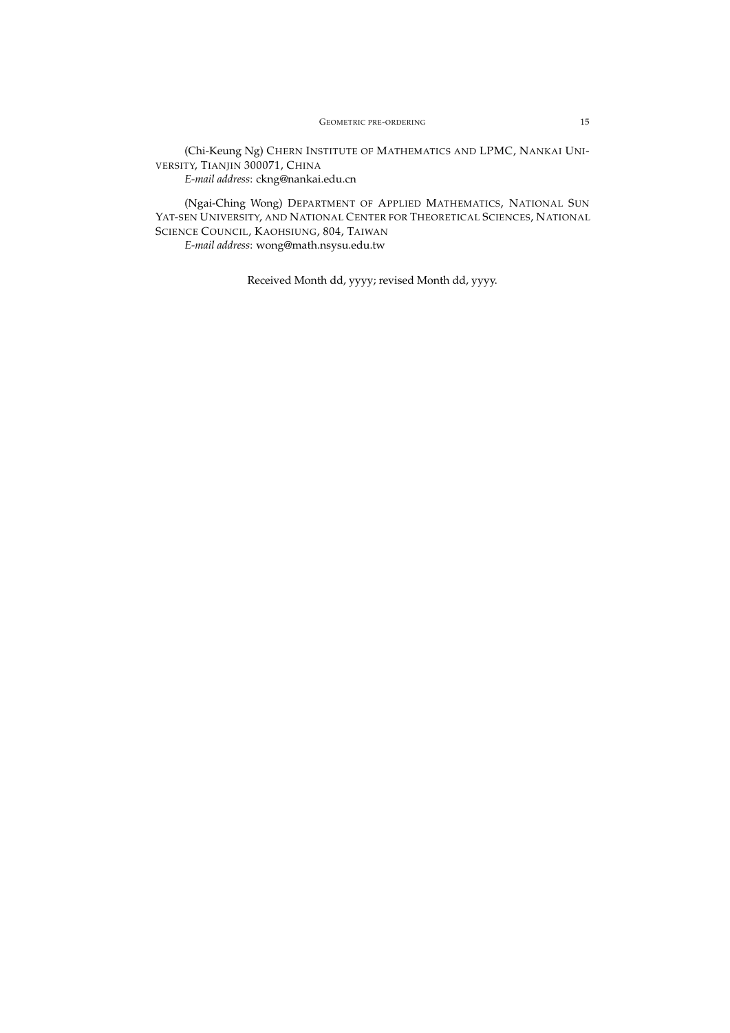(Chi-Keung Ng) CHERN INSTITUTE OF MATHEMATICS AND LPMC, NANKAI UNIVERSITY, TIANJIN 300071, CHINA

*E-mail address*: ckng@nankai.edu.cn

(Ngai-Ching Wong) DEPARTMENT OF APPLIED MATHEMATICS, NATIONAL SUN YAT-SEN UNIVERSITY, AND NATIONAL CENTER FOR THEORETICAL SCIENCES, NATIONAL SCIENCE COUNCIL, KAOHSIUNG, 804, TAIWAN

*E-mail address*: wong@math.nsysu.edu.tw

Received Month dd, yyyy; revised Month dd, yyyy.